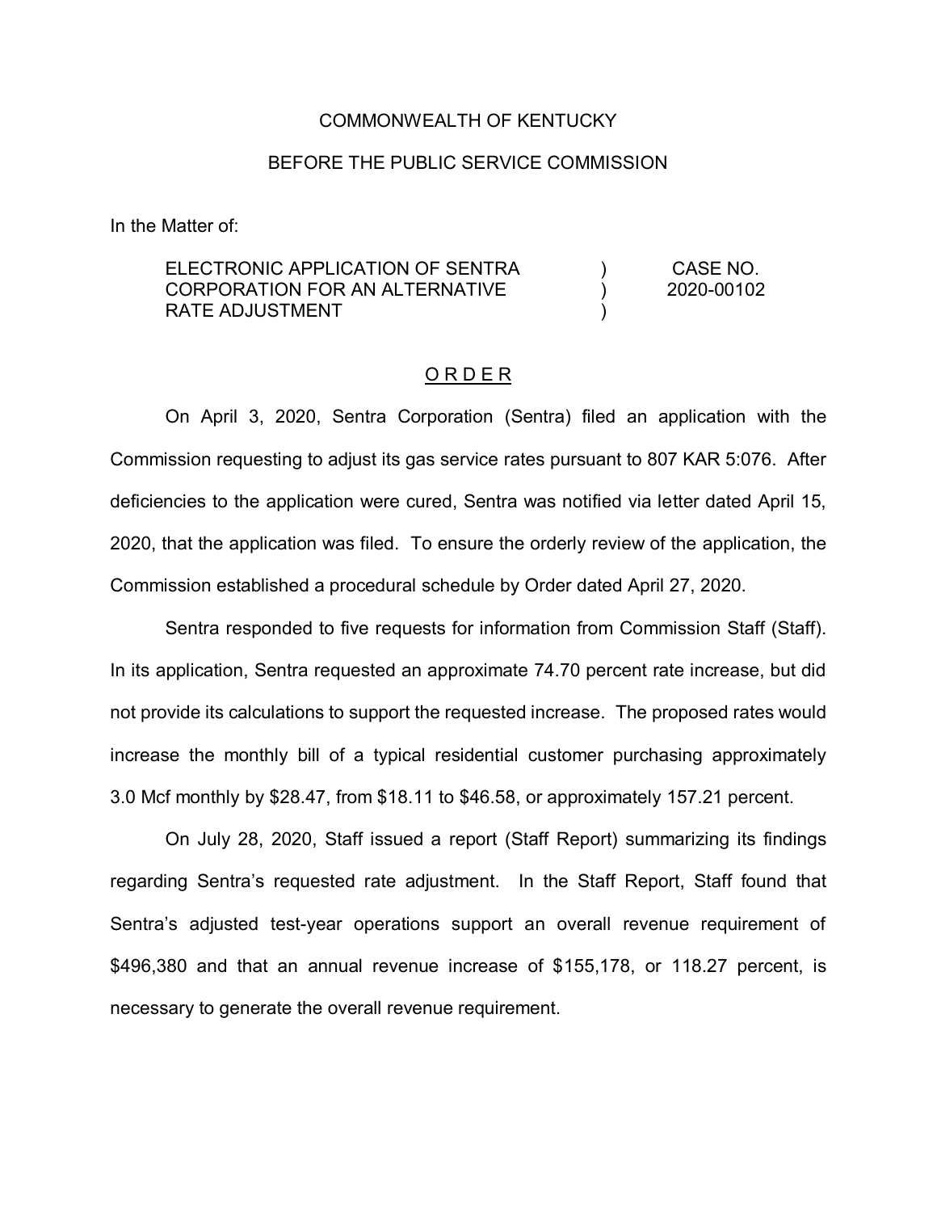COMMONWEALTH OF KENTUCKY

BEFORE THE PUBLIC SERVICE COMMISSION

In the Matter of:

| | | |
|---|---|---|
| ELECTRONIC APPLICATION OF SENTRA CORPORATION FOR AN ALTERNATIVE RATE ADJUSTMENT | ) ) ) | CASE NO. 2020-00102 |

<u>O R D E R</u>

On April 3, 2020, Sentra Corporation (Sentra) filed an application with the Commission requesting to adjust its gas service rates pursuant to 807 KAR 5:076. After deficiencies to the application were cured, Sentra was notified via letter dated April 15, 2020, that the application was filed. To ensure the orderly review of the application, the Commission established a procedural schedule by Order dated April 27, 2020.

Sentra responded to five requests for information from Commission Staff (Staff). In its application, Sentra requested an approximate 74.70 percent rate increase, but did not provide its calculations to support the requested increase. The proposed rates would increase the monthly bill of a typical residential customer purchasing approximately 3.0 Mcf monthly by $28.47, from $18.11 to $46.58, or approximately 157.21 percent.

On July 28, 2020, Staff issued a report (Staff Report) summarizing its findings regarding Sentra's requested rate adjustment. In the Staff Report, Staff found that Sentra's adjusted test-year operations support an overall revenue requirement of $496,380 and that an annual revenue increase of $155,178, or 118.27 percent, is necessary to generate the overall revenue requirement.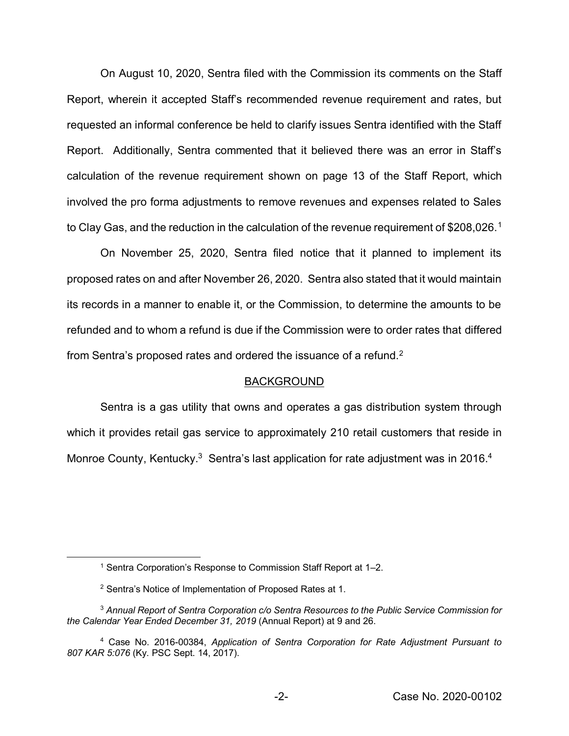On August 10, 2020, Sentra filed with the Commission its comments on the Staff Report, wherein it accepted Staff's recommended revenue requirement and rates, but requested an informal conference be held to clarify issues Sentra identified with the Staff Report. Additionally, Sentra commented that it believed there was an error in Staff's calculation of the revenue requirement shown on page 13 of the Staff Report, which involved the pro forma adjustments to remove revenues and expenses related to Sales to Clay Gas, and the reduction in the calculation of the revenue requirement of $208,026.[1]

On November 25, 2020, Sentra filed notice that it planned to implement its proposed rates on and after November 26, 2020. Sentra also stated that it would maintain its records in a manner to enable it, or the Commission, to determine the amounts to be refunded and to whom a refund is due if the Commission were to order rates that differed from Sentra's proposed rates and ordered the issuance of a refund.[2]

## BACKGROUND

Sentra is a gas utility that owns and operates a gas distribution system through which it provides retail gas service to approximately 210 retail customers that reside in Monroe County, Kentucky.[3] Sentra's last application for rate adjustment was in 2016.[4]

---

[1] Sentra Corporation's Response to Commission Staff Report at 1–2.

[2] Sentra's Notice of Implementation of Proposed Rates at 1.

[3] *Annual Report of Sentra Corporation c/o Sentra Resources to the Public Service Commission for the Calendar Year Ended December 31, 2019* (Annual Report) at 9 and 26.

[4] Case No. 2016-00384, *Application of Sentra Corporation for Rate Adjustment Pursuant to 807 KAR 5:076* (Ky. PSC Sept. 14, 2017).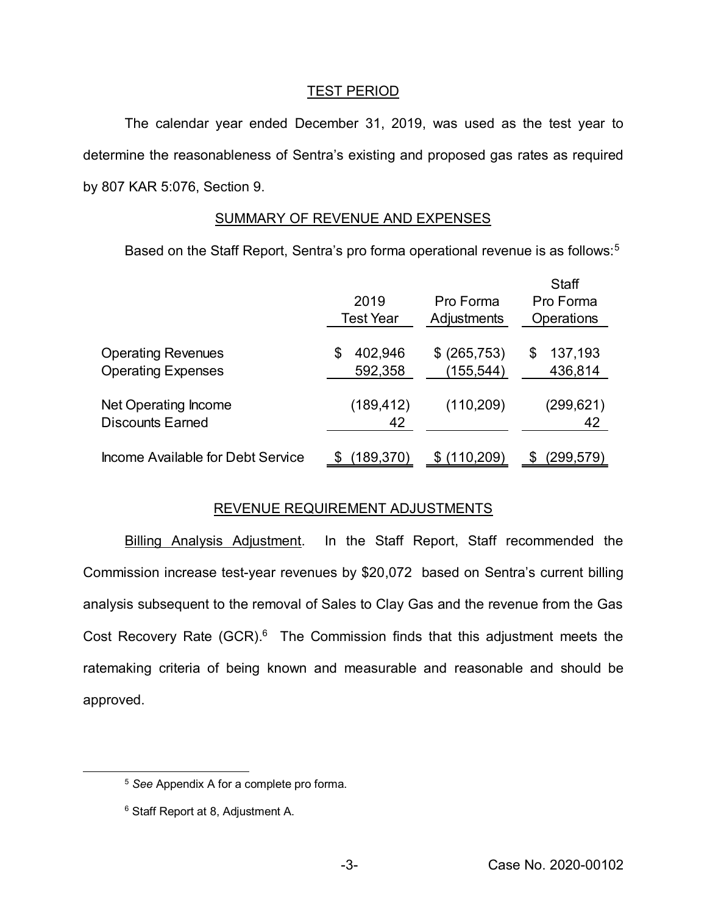## TEST PERIOD

The calendar year ended December 31, 2019, was used as the test year to determine the reasonableness of Sentra's existing and proposed gas rates as required by 807 KAR 5:076, Section 9.

## SUMMARY OF REVENUE AND EXPENSES

Based on the Staff Report, Sentra's pro forma operational revenue is as follows:[5]

| | 2019 Test Year | Pro Forma Adjustments | Staff Pro Forma Operations |
|---|---|---|---|
| Operating Revenues | $ 402,946 | $ (265,753) | $ 137,193 |
| Operating Expenses | 592,358 | (155,544) | 436,814 |
| Net Operating Income | (189,412) | (110,209) | (299,621) |
| Discounts Earned | 42 | | 42 |
| Income Available for Debt Service | $ (189,370) | $ (110,209) | $ (299,579) |

## REVENUE REQUIREMENT ADJUSTMENTS

Billing Analysis Adjustment. In the Staff Report, Staff recommended the Commission increase test-year revenues by $20,072 based on Sentra's current billing analysis subsequent to the removal of Sales to Clay Gas and the revenue from the Gas Cost Recovery Rate (GCR).[6] The Commission finds that this adjustment meets the ratemaking criteria of being known and measurable and reasonable and should be approved.

[5] *See* Appendix A for a complete pro forma.

[6] Staff Report at 8, Adjustment A.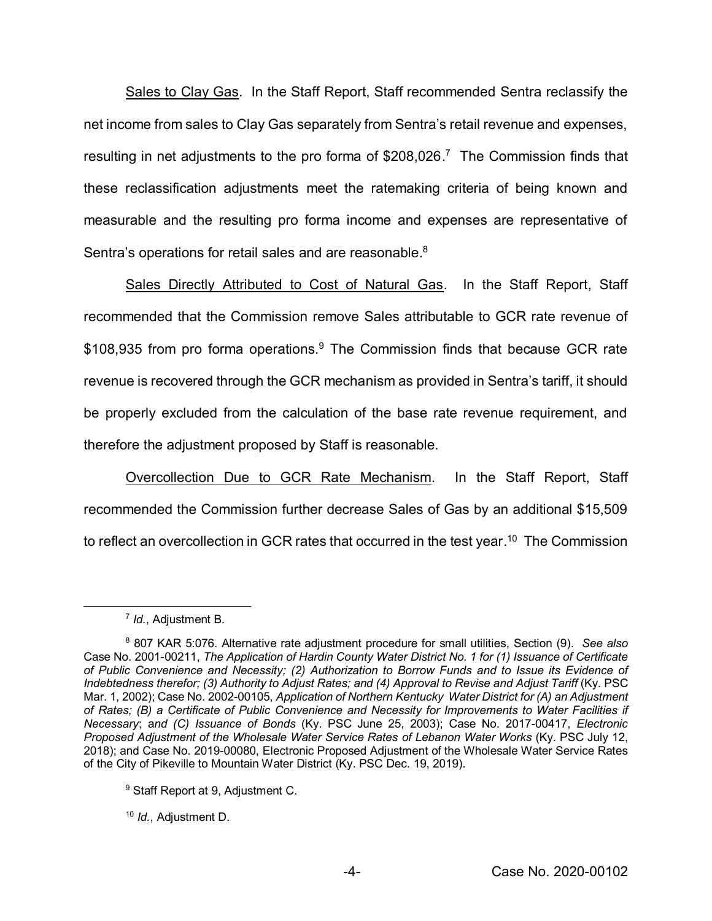Sales to Clay Gas. In the Staff Report, Staff recommended Sentra reclassify the net income from sales to Clay Gas separately from Sentra's retail revenue and expenses, resulting in net adjustments to the pro forma of $208,026.[7] The Commission finds that these reclassification adjustments meet the ratemaking criteria of being known and measurable and the resulting pro forma income and expenses are representative of Sentra's operations for retail sales and are reasonable.[8]

Sales Directly Attributed to Cost of Natural Gas. In the Staff Report, Staff recommended that the Commission remove Sales attributable to GCR rate revenue of $108,935 from pro forma operations.[9] The Commission finds that because GCR rate revenue is recovered through the GCR mechanism as provided in Sentra's tariff, it should be properly excluded from the calculation of the base rate revenue requirement, and therefore the adjustment proposed by Staff is reasonable.

Overcollection Due to GCR Rate Mechanism. In the Staff Report, Staff recommended the Commission further decrease Sales of Gas by an additional $15,509 to reflect an overcollection in GCR rates that occurred in the test year.[10] The Commission

[7] *Id.*, Adjustment B.

[8] 807 KAR 5:076. Alternative rate adjustment procedure for small utilities, Section (9). *See also* Case No. 2001-00211, *The Application of Hardin County Water District No. 1 for (1) Issuance of Certificate of Public Convenience and Necessity; (2) Authorization to Borrow Funds and to Issue its Evidence of Indebtedness therefor; (3) Authority to Adjust Rates; and (4) Approval to Revise and Adjust Tariff* (Ky. PSC Mar. 1, 2002); Case No. 2002-00105, *Application of Northern Kentucky Water District for (A) an Adjustment of Rates; (B) a Certificate of Public Convenience and Necessity for Improvements to Water Facilities if Necessary*; *and (C) Issuance of Bonds* (Ky. PSC June 25, 2003); Case No. 2017-00417, *Electronic Proposed Adjustment of the Wholesale Water Service Rates of Lebanon Water Works* (Ky. PSC July 12, 2018); and Case No. 2019-00080, Electronic Proposed Adjustment of the Wholesale Water Service Rates of the City of Pikeville to Mountain Water District (Ky. PSC Dec. 19, 2019).

[9] Staff Report at 9, Adjustment C.

[10] *Id.*, Adjustment D.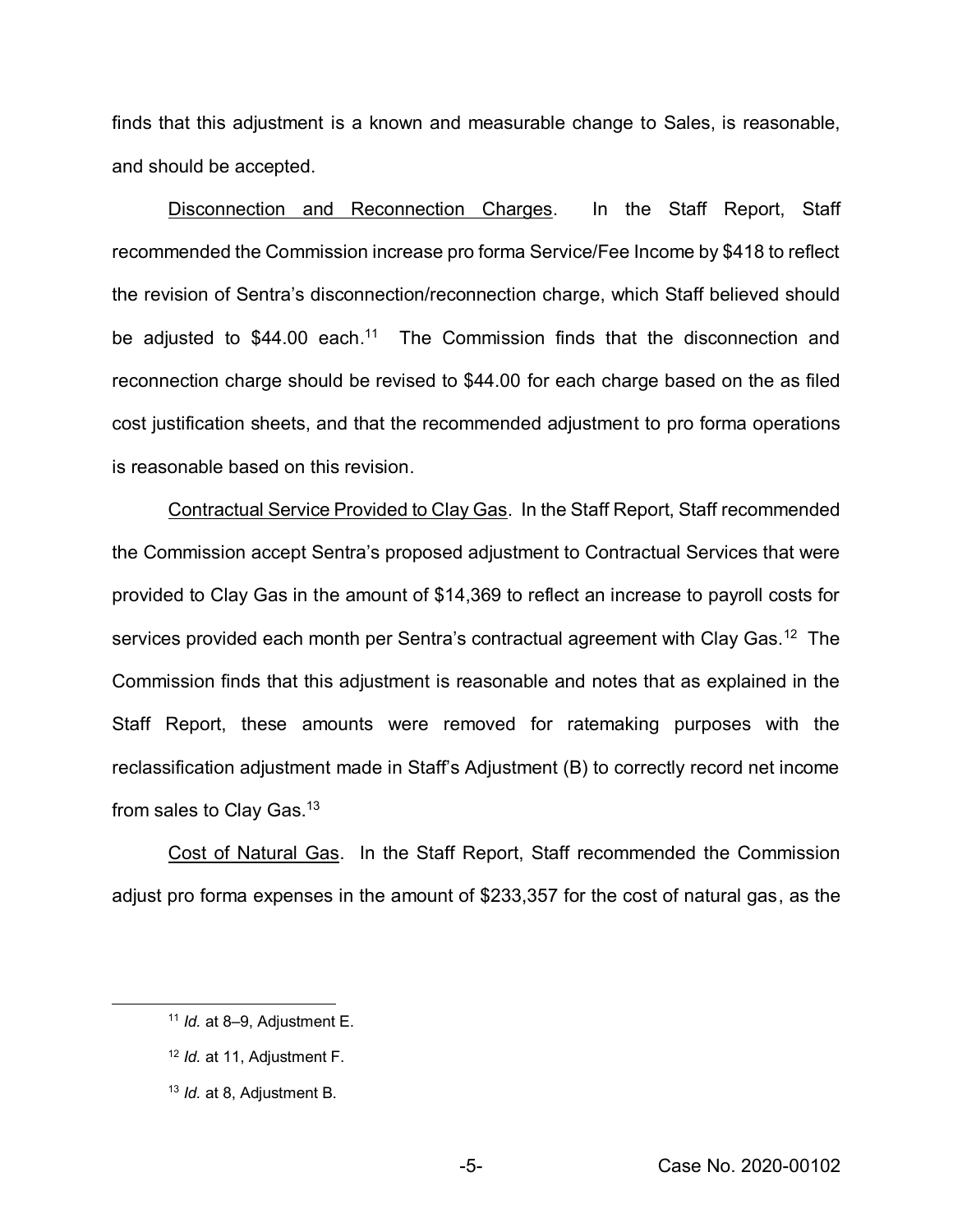finds that this adjustment is a known and measurable change to Sales, is reasonable, and should be accepted.

Disconnection and Reconnection Charges. In the Staff Report, Staff recommended the Commission increase pro forma Service/Fee Income by $418 to reflect the revision of Sentra's disconnection/reconnection charge, which Staff believed should be adjusted to $44.00 each.[11] The Commission finds that the disconnection and reconnection charge should be revised to $44.00 for each charge based on the as filed cost justification sheets, and that the recommended adjustment to pro forma operations is reasonable based on this revision.

Contractual Service Provided to Clay Gas. In the Staff Report, Staff recommended the Commission accept Sentra's proposed adjustment to Contractual Services that were provided to Clay Gas in the amount of $14,369 to reflect an increase to payroll costs for services provided each month per Sentra's contractual agreement with Clay Gas.[12] The Commission finds that this adjustment is reasonable and notes that as explained in the Staff Report, these amounts were removed for ratemaking purposes with the reclassification adjustment made in Staff's Adjustment (B) to correctly record net income from sales to Clay Gas.[13]

Cost of Natural Gas. In the Staff Report, Staff recommended the Commission adjust pro forma expenses in the amount of $233,357 for the cost of natural gas, as the

---

[11] *Id.* at 8–9, Adjustment E.

[12] *Id.* at 11, Adjustment F.

[13] *Id.* at 8, Adjustment B.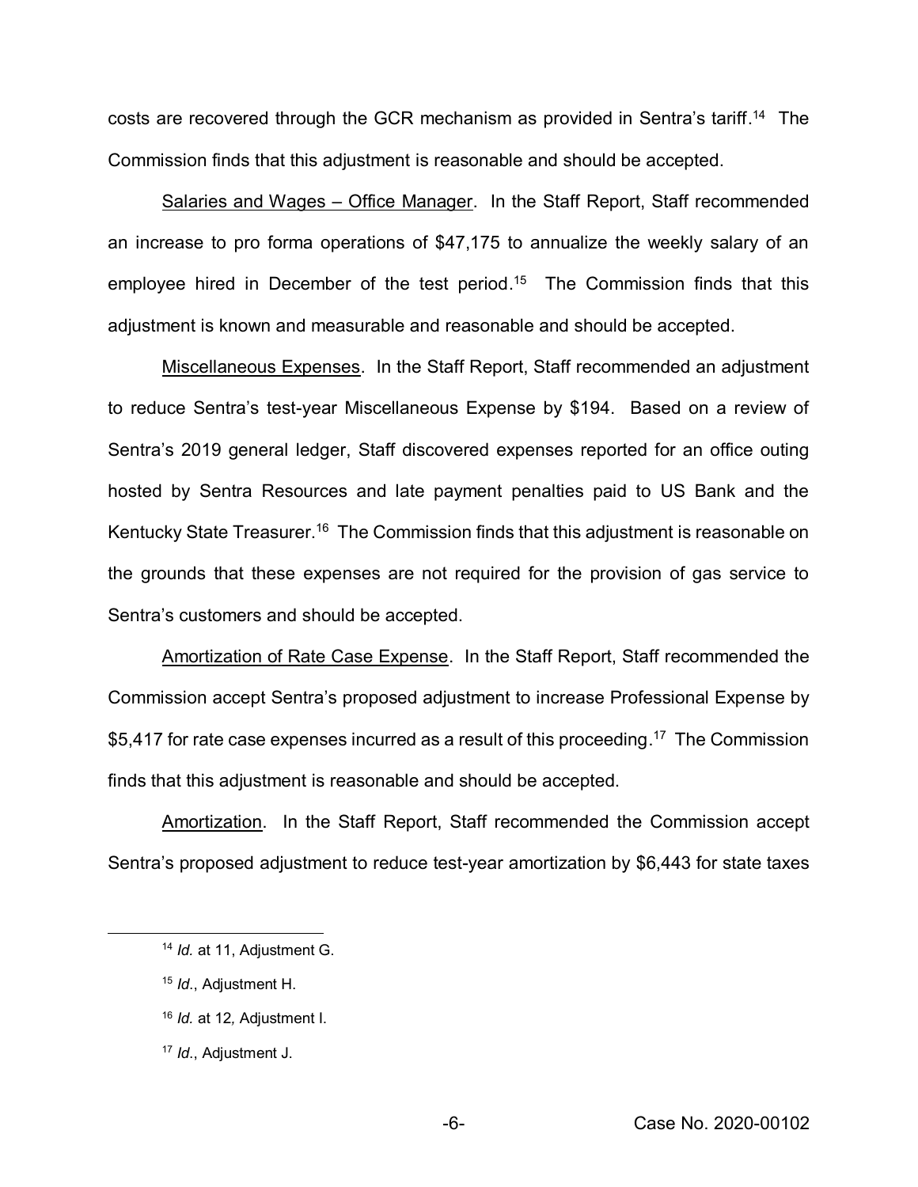costs are recovered through the GCR mechanism as provided in Sentra's tariff.[14] The Commission finds that this adjustment is reasonable and should be accepted.

Salaries and Wages – Office Manager. In the Staff Report, Staff recommended an increase to pro forma operations of $47,175 to annualize the weekly salary of an employee hired in December of the test period.[15] The Commission finds that this adjustment is known and measurable and reasonable and should be accepted.

Miscellaneous Expenses. In the Staff Report, Staff recommended an adjustment to reduce Sentra's test-year Miscellaneous Expense by $194. Based on a review of Sentra's 2019 general ledger, Staff discovered expenses reported for an office outing hosted by Sentra Resources and late payment penalties paid to US Bank and the Kentucky State Treasurer.[16] The Commission finds that this adjustment is reasonable on the grounds that these expenses are not required for the provision of gas service to Sentra's customers and should be accepted.

Amortization of Rate Case Expense. In the Staff Report, Staff recommended the Commission accept Sentra's proposed adjustment to increase Professional Expense by $5,417 for rate case expenses incurred as a result of this proceeding.[17] The Commission finds that this adjustment is reasonable and should be accepted.

Amortization. In the Staff Report, Staff recommended the Commission accept Sentra's proposed adjustment to reduce test-year amortization by $6,443 for state taxes

---

[14] *Id.* at 11, Adjustment G.

[15] *Id.*, Adjustment H.

[16] *Id.* at 12, Adjustment I.

[17] *Id.*, Adjustment J.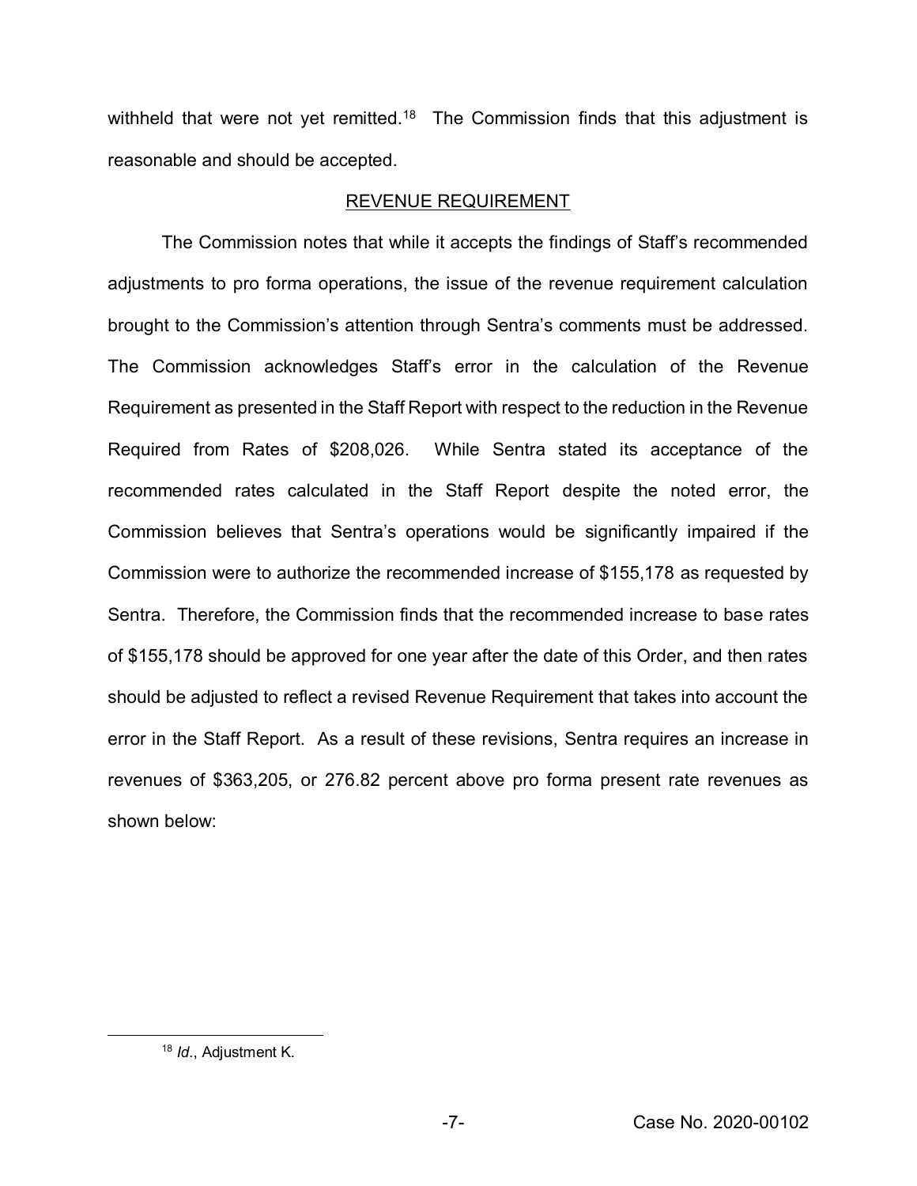withheld that were not yet remitted.[18] The Commission finds that this adjustment is reasonable and should be accepted.

## REVENUE REQUIREMENT

The Commission notes that while it accepts the findings of Staff's recommended adjustments to pro forma operations, the issue of the revenue requirement calculation brought to the Commission's attention through Sentra's comments must be addressed. The Commission acknowledges Staff's error in the calculation of the Revenue Requirement as presented in the Staff Report with respect to the reduction in the Revenue Required from Rates of $208,026. While Sentra stated its acceptance of the recommended rates calculated in the Staff Report despite the noted error, the Commission believes that Sentra's operations would be significantly impaired if the Commission were to authorize the recommended increase of $155,178 as requested by Sentra. Therefore, the Commission finds that the recommended increase to base rates of $155,178 should be approved for one year after the date of this Order, and then rates should be adjusted to reflect a revised Revenue Requirement that takes into account the error in the Staff Report. As a result of these revisions, Sentra requires an increase in revenues of $363,205, or 276.82 percent above pro forma present rate revenues as shown below:

[18] *Id*., Adjustment K.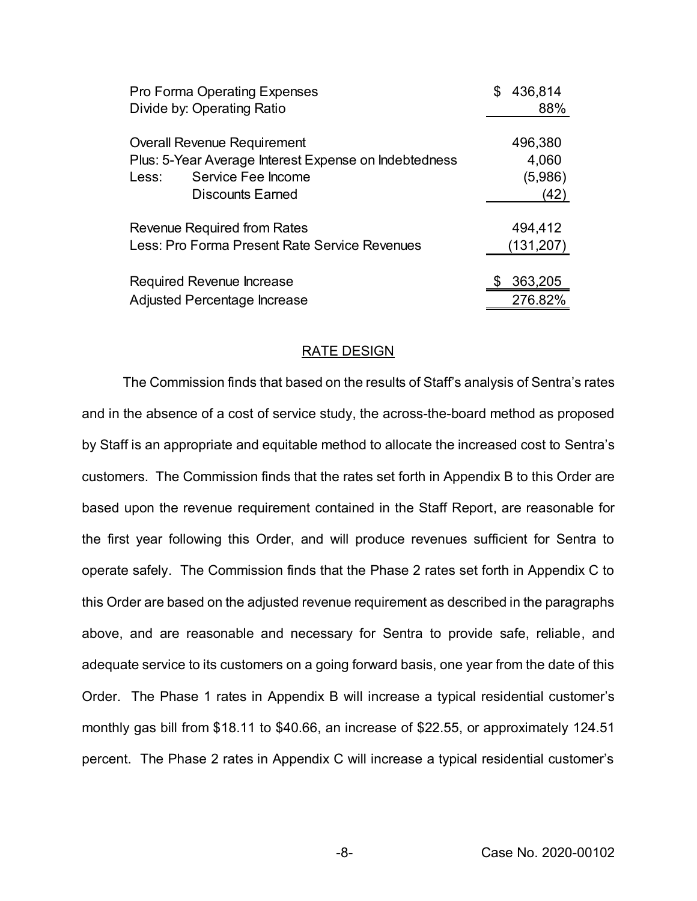| | |
|---|---|
| Pro Forma Operating Expenses | $ 436,814 |
| Divide by: Operating Ratio | 88% |
| Overall Revenue Requirement | 496,380 |
| Plus: 5-Year Average Interest Expense on Indebtedness | 4,060 |
| Less: Service Fee Income | (5,986) |
| Discounts Earned | (42) |
| Revenue Required from Rates | 494,412 |
| Less: Pro Forma Present Rate Service Revenues | (131,207) |
| Required Revenue Increase | $ 363,205 |
| Adjusted Percentage Increase | 276.82% |

## RATE DESIGN

The Commission finds that based on the results of Staff's analysis of Sentra's rates and in the absence of a cost of service study, the across-the-board method as proposed by Staff is an appropriate and equitable method to allocate the increased cost to Sentra's customers. The Commission finds that the rates set forth in Appendix B to this Order are based upon the revenue requirement contained in the Staff Report, are reasonable for the first year following this Order, and will produce revenues sufficient for Sentra to operate safely. The Commission finds that the Phase 2 rates set forth in Appendix C to this Order are based on the adjusted revenue requirement as described in the paragraphs above, and are reasonable and necessary for Sentra to provide safe, reliable, and adequate service to its customers on a going forward basis, one year from the date of this Order. The Phase 1 rates in Appendix B will increase a typical residential customer's monthly gas bill from $18.11 to $40.66, an increase of $22.55, or approximately 124.51 percent. The Phase 2 rates in Appendix C will increase a typical residential customer's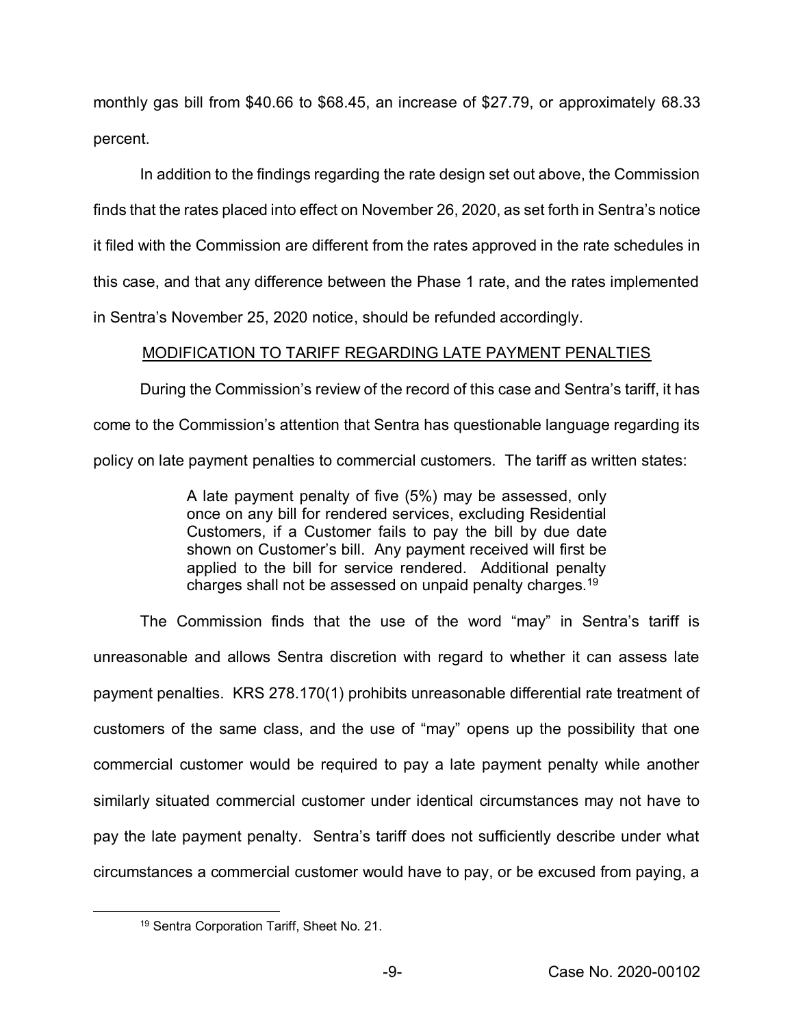monthly gas bill from $40.66 to $68.45, an increase of $27.79, or approximately 68.33 percent.

In addition to the findings regarding the rate design set out above, the Commission finds that the rates placed into effect on November 26, 2020, as set forth in Sentra's notice it filed with the Commission are different from the rates approved in the rate schedules in this case, and that any difference between the Phase 1 rate, and the rates implemented in Sentra's November 25, 2020 notice, should be refunded accordingly.

## MODIFICATION TO TARIFF REGARDING LATE PAYMENT PENALTIES

During the Commission's review of the record of this case and Sentra's tariff, it has come to the Commission's attention that Sentra has questionable language regarding its policy on late payment penalties to commercial customers. The tariff as written states:

> A late payment penalty of five (5%) may be assessed, only once on any bill for rendered services, excluding Residential Customers, if a Customer fails to pay the bill by due date shown on Customer's bill. Any payment received will first be applied to the bill for service rendered. Additional penalty charges shall not be assessed on unpaid penalty charges.[19]

The Commission finds that the use of the word "may" in Sentra's tariff is unreasonable and allows Sentra discretion with regard to whether it can assess late payment penalties. KRS 278.170(1) prohibits unreasonable differential rate treatment of customers of the same class, and the use of "may" opens up the possibility that one commercial customer would be required to pay a late payment penalty while another similarly situated commercial customer under identical circumstances may not have to pay the late payment penalty. Sentra's tariff does not sufficiently describe under what circumstances a commercial customer would have to pay, or be excused from paying, a

[19] Sentra Corporation Tariff, Sheet No. 21.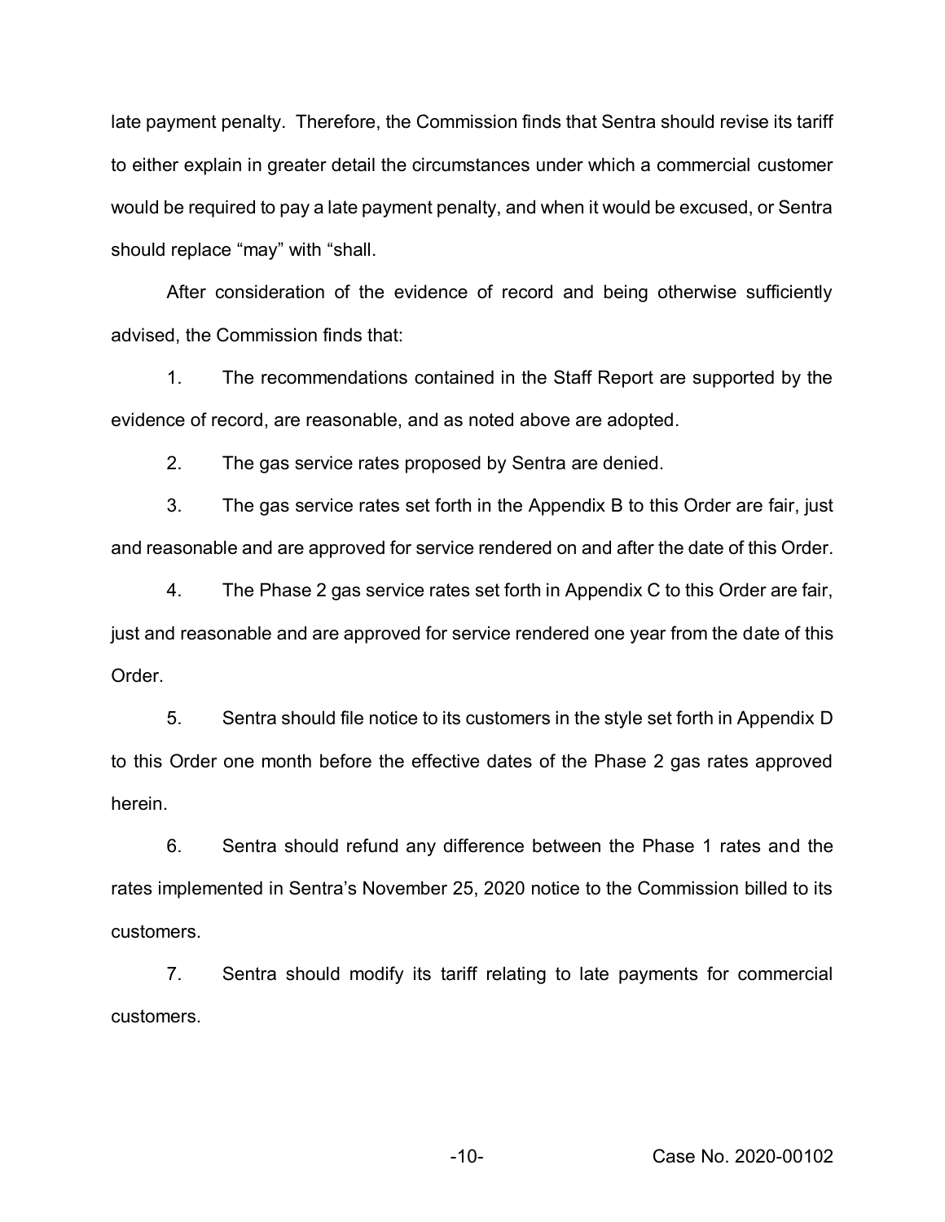late payment penalty. Therefore, the Commission finds that Sentra should revise its tariff to either explain in greater detail the circumstances under which a commercial customer would be required to pay a late payment penalty, and when it would be excused, or Sentra should replace "may" with "shall.

After consideration of the evidence of record and being otherwise sufficiently advised, the Commission finds that:

1. The recommendations contained in the Staff Report are supported by the evidence of record, are reasonable, and as noted above are adopted.

2. The gas service rates proposed by Sentra are denied.

3. The gas service rates set forth in the Appendix B to this Order are fair, just and reasonable and are approved for service rendered on and after the date of this Order.

4. The Phase 2 gas service rates set forth in Appendix C to this Order are fair, just and reasonable and are approved for service rendered one year from the date of this Order.

5. Sentra should file notice to its customers in the style set forth in Appendix D to this Order one month before the effective dates of the Phase 2 gas rates approved herein.

6. Sentra should refund any difference between the Phase 1 rates and the rates implemented in Sentra's November 25, 2020 notice to the Commission billed to its customers.

7. Sentra should modify its tariff relating to late payments for commercial customers.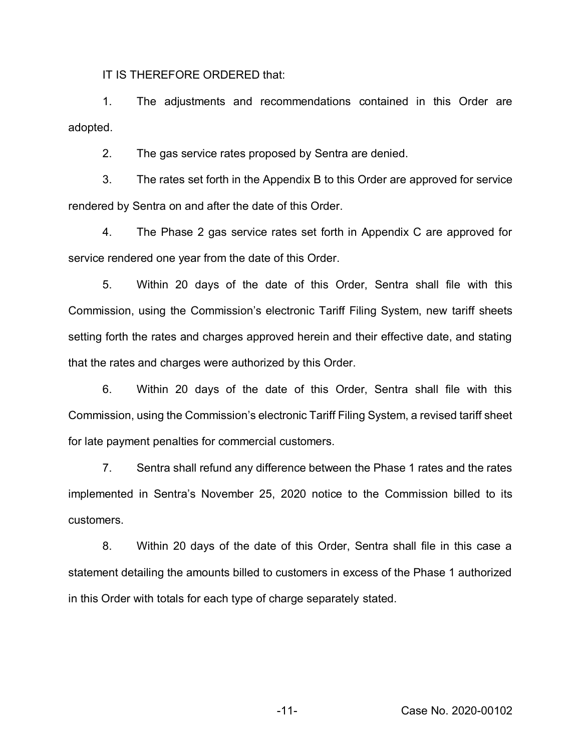IT IS THEREFORE ORDERED that:

1. The adjustments and recommendations contained in this Order are adopted.

2. The gas service rates proposed by Sentra are denied.

3. The rates set forth in the Appendix B to this Order are approved for service rendered by Sentra on and after the date of this Order.

4. The Phase 2 gas service rates set forth in Appendix C are approved for service rendered one year from the date of this Order.

5. Within 20 days of the date of this Order, Sentra shall file with this Commission, using the Commission's electronic Tariff Filing System, new tariff sheets setting forth the rates and charges approved herein and their effective date, and stating that the rates and charges were authorized by this Order.

6. Within 20 days of the date of this Order, Sentra shall file with this Commission, using the Commission's electronic Tariff Filing System, a revised tariff sheet for late payment penalties for commercial customers.

7. Sentra shall refund any difference between the Phase 1 rates and the rates implemented in Sentra's November 25, 2020 notice to the Commission billed to its customers.

8. Within 20 days of the date of this Order, Sentra shall file in this case a statement detailing the amounts billed to customers in excess of the Phase 1 authorized in this Order with totals for each type of charge separately stated.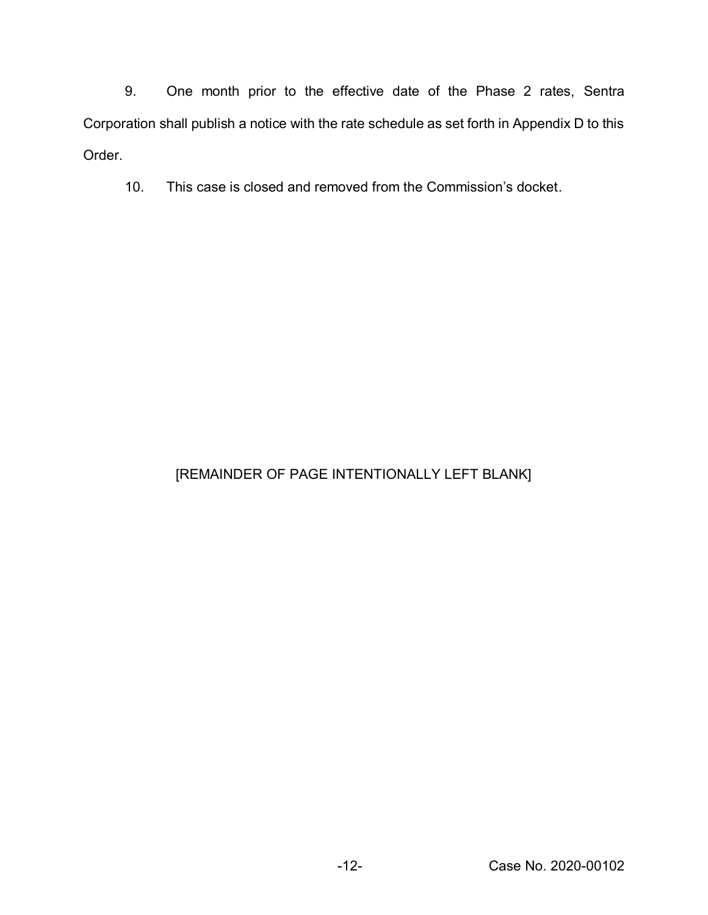9. One month prior to the effective date of the Phase 2 rates, Sentra Corporation shall publish a notice with the rate schedule as set forth in Appendix D to this Order.

10. This case is closed and removed from the Commission's docket.

[REMAINDER OF PAGE INTENTIONALLY LEFT BLANK]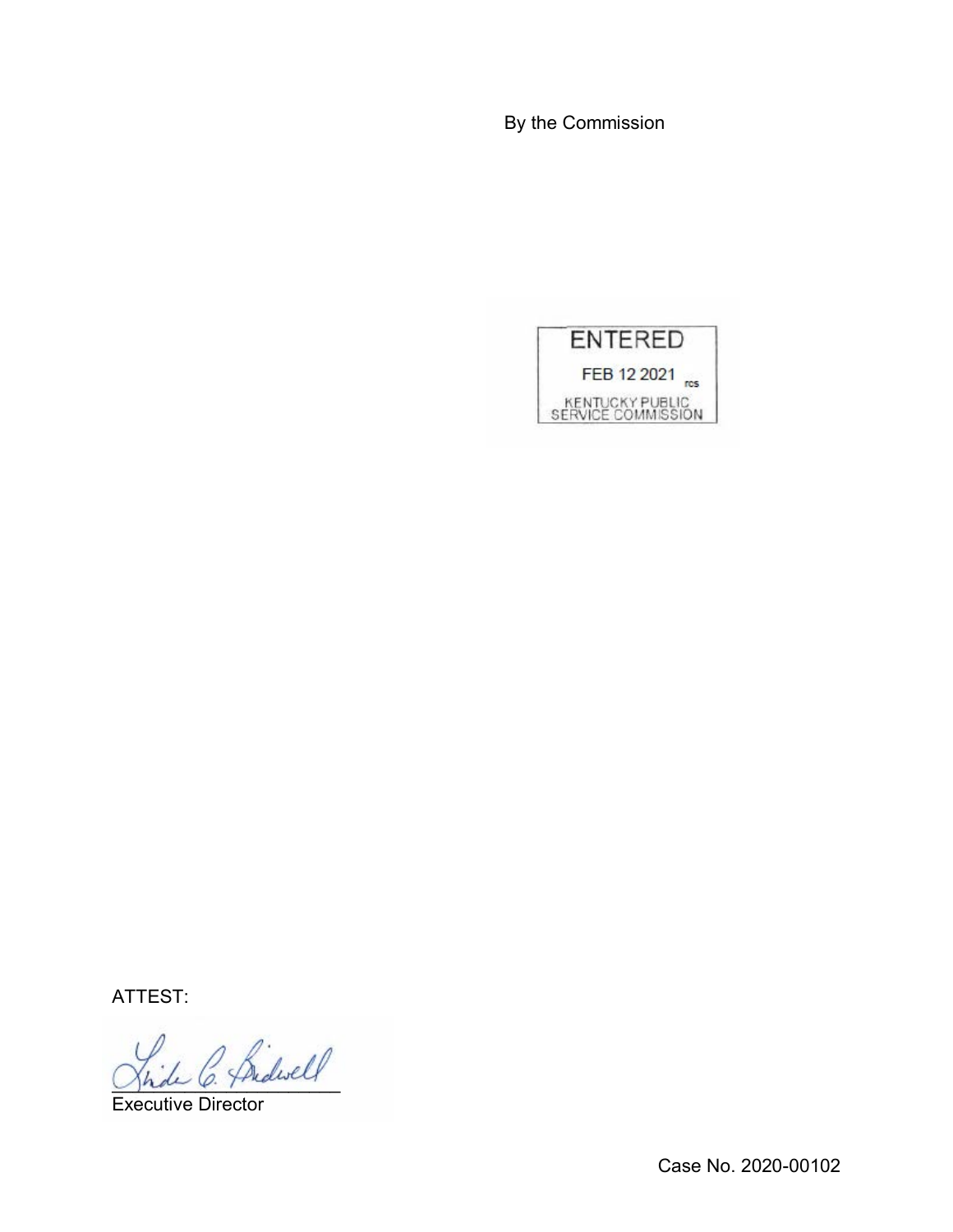By the Commission

ENTERED

FEB 12 2021

KENTUCKY PUBLIC SERVICE COMMISSION

ATTEST:

Executive Director

Case No. 2020-00102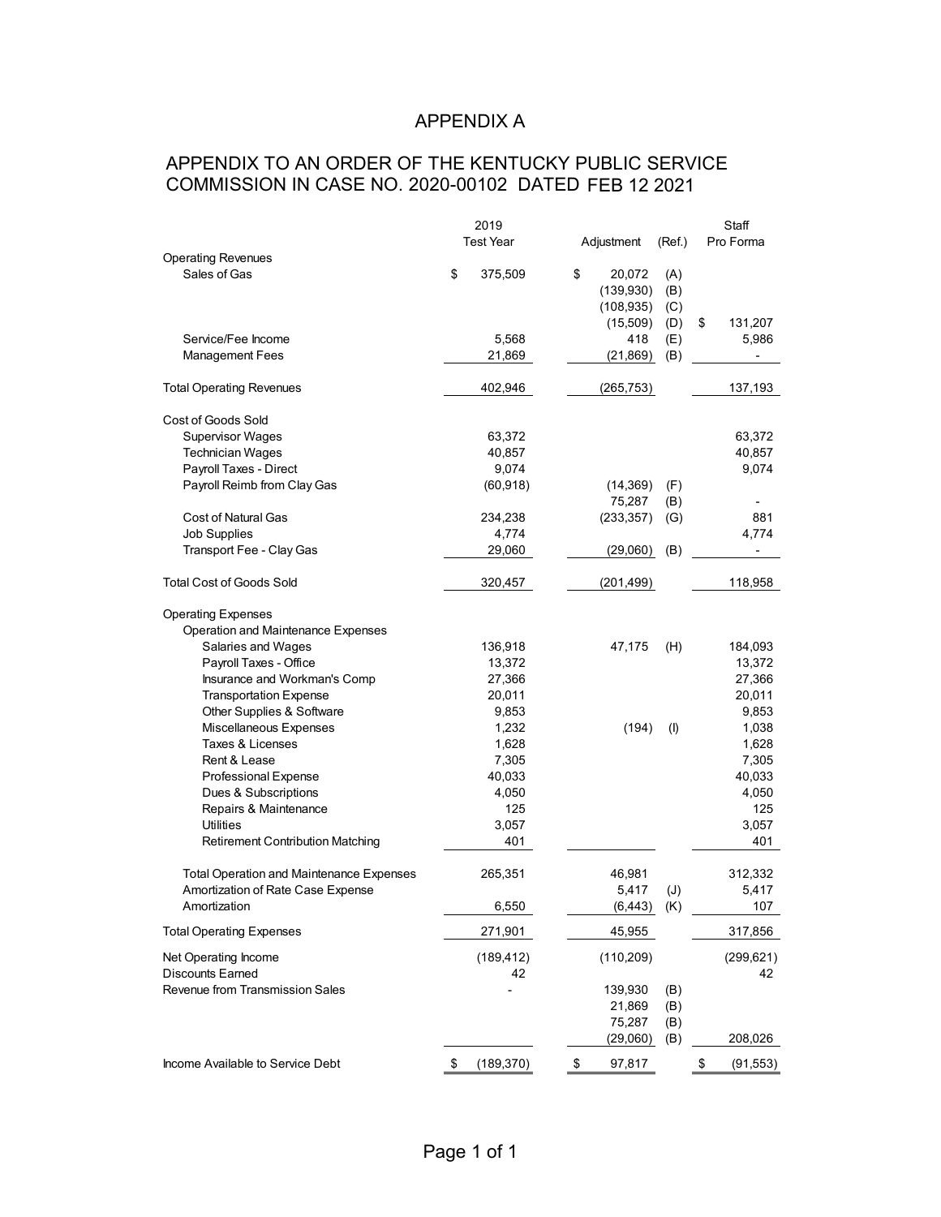# APPENDIX A

## APPENDIX TO AN ORDER OF THE KENTUCKY PUBLIC SERVICE COMMISSION IN CASE NO. 2020-00102 DATED FEB 12 2021

| | 2019 Test Year | Adjustment | (Ref.) | Staff Pro Forma |
|---|---|---|---|---|
| Operating Revenues | | | | |
| Sales of Gas | $ 375,509 | $ 20,072 | (A) | |
| | | (139,930) | (B) | |
| | | (108,935) | (C) | |
| | | (15,509) | (D) | $ 131,207 |
| Service/Fee Income | 5,568 | 418 | (E) | 5,986 |
| Management Fees | 21,869 | (21,869) | (B) | - |
| Total Operating Revenues | 402,946 | (265,753) | | 137,193 |
| Cost of Goods Sold | | | | |
| Supervisor Wages | 63,372 | | | 63,372 |
| Technician Wages | 40,857 | | | 40,857 |
| Payroll Taxes - Direct | 9,074 | | | 9,074 |
| Payroll Reimb from Clay Gas | (60,918) | (14,369) | (F) | |
| | | 75,287 | (B) | - |
| Cost of Natural Gas | 234,238 | (233,357) | (G) | 881 |
| Job Supplies | 4,774 | | | 4,774 |
| Transport Fee - Clay Gas | 29,060 | (29,060) | (B) | - |
| Total Cost of Goods Sold | 320,457 | (201,499) | | 118,958 |
| Operating Expenses | | | | |
| Operation and Maintenance Expenses | | | | |
| Salaries and Wages | 136,918 | 47,175 | (H) | 184,093 |
| Payroll Taxes - Office | 13,372 | | | 13,372 |
| Insurance and Workman's Comp | 27,366 | | | 27,366 |
| Transportation Expense | 20,011 | | | 20,011 |
| Other Supplies & Software | 9,853 | | | 9,853 |
| Miscellaneous Expenses | 1,232 | (194) | (I) | 1,038 |
| Taxes & Licenses | 1,628 | | | 1,628 |
| Rent & Lease | 7,305 | | | 7,305 |
| Professional Expense | 40,033 | | | 40,033 |
| Dues & Subscriptions | 4,050 | | | 4,050 |
| Repairs & Maintenance | 125 | | | 125 |
| Utilities | 3,057 | | | 3,057 |
| Retirement Contribution Matching | 401 | | | 401 |
| Total Operation and Maintenance Expenses | 265,351 | 46,981 | | 312,332 |
| Amortization of Rate Case Expense | | 5,417 | (J) | 5,417 |
| Amortization | 6,550 | (6,443) | (K) | 107 |
| Total Operating Expenses | 271,901 | 45,955 | | 317,856 |
| Net Operating Income | (189,412) | (110,209) | | (299,621) |
| Discounts Earned | 42 | | | 42 |
| Revenue from Transmission Sales | - | 139,930 | (B) | |
| | | 21,869 | (B) | |
| | | 75,287 | (B) | |
| | | (29,060) | (B) | 208,026 |
| Income Available to Service Debt | $ (189,370) | $ 97,817 | | $ (91,553) |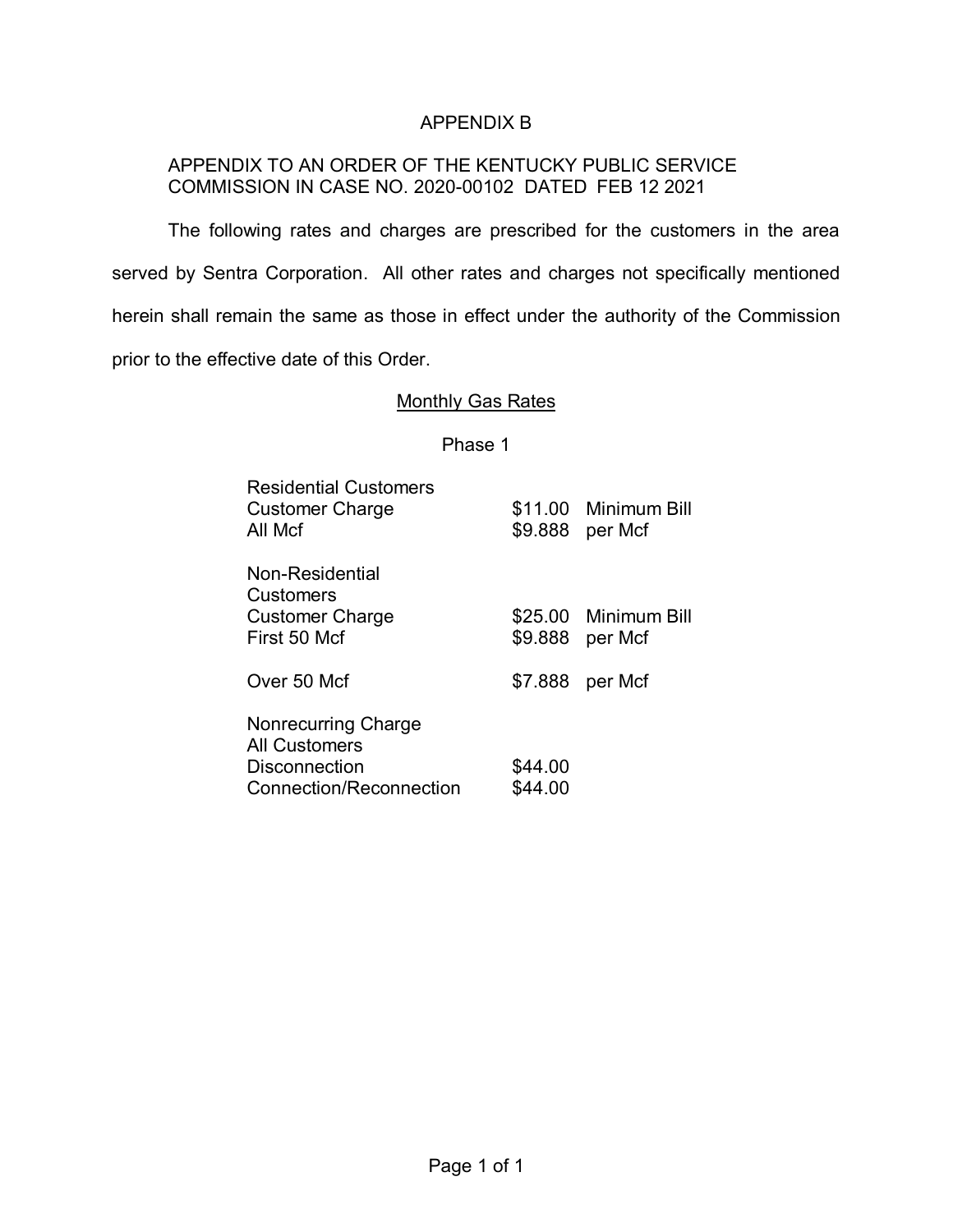# APPENDIX B

APPENDIX TO AN ORDER OF THE KENTUCKY PUBLIC SERVICE COMMISSION IN CASE NO. 2020-00102 DATED FEB 12 2021

The following rates and charges are prescribed for the customers in the area served by Sentra Corporation. All other rates and charges not specifically mentioned herein shall remain the same as those in effect under the authority of the Commission prior to the effective date of this Order.

## Monthly Gas Rates

Phase 1

| | | |
|---|---|---|
| Residential Customers | | |
| Customer Charge | $11.00 | Minimum Bill |
| All Mcf | $9.888 | per Mcf |
| | | |
| Non-Residential Customers | | |
| Customer Charge | $25.00 | Minimum Bill |
| First 50 Mcf | $9.888 | per Mcf |
| | | |
| Over 50 Mcf | $7.888 | per Mcf |
| | | |
| Nonrecurring Charge | | |
| All Customers | | |
| Disconnection | $44.00 | |
| Connection/Reconnection | $44.00 | |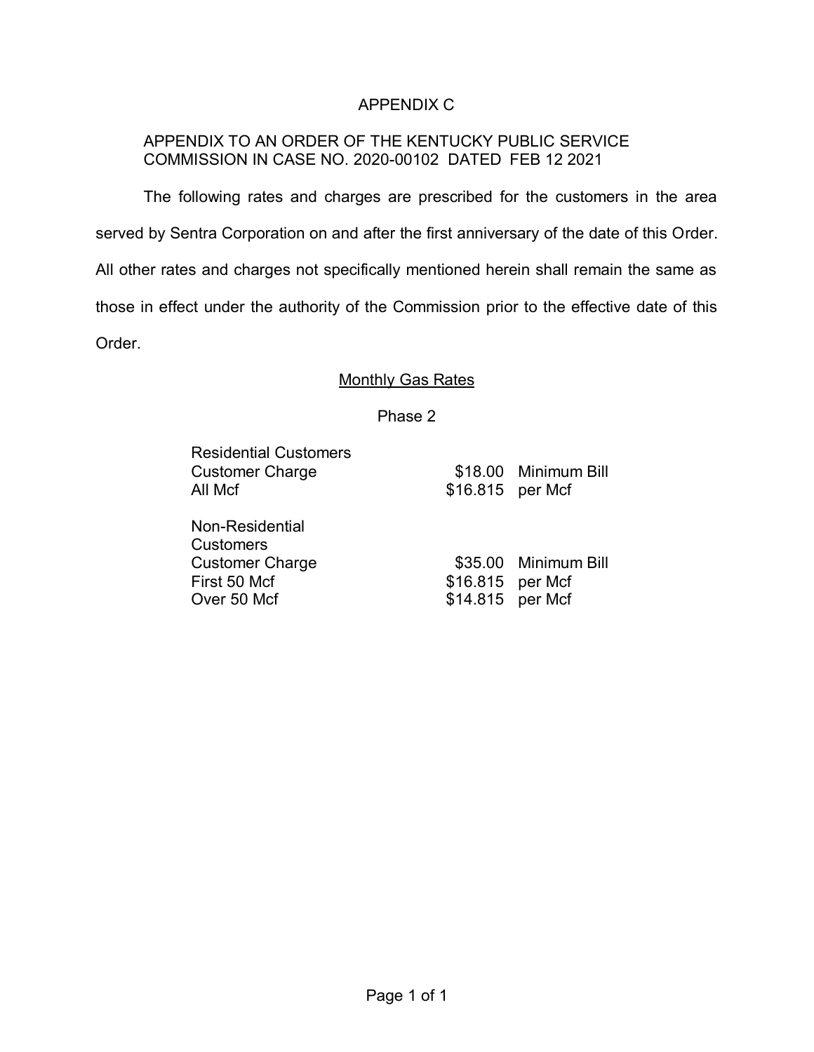# APPENDIX C

APPENDIX TO AN ORDER OF THE KENTUCKY PUBLIC SERVICE COMMISSION IN CASE NO. 2020-00102 DATED FEB 12 2021

The following rates and charges are prescribed for the customers in the area served by Sentra Corporation on and after the first anniversary of the date of this Order. All other rates and charges not specifically mentioned herein shall remain the same as those in effect under the authority of the Commission prior to the effective date of this Order.

## Monthly Gas Rates

Phase 2

| | | |
|---|---|---|
| Residential Customers | | |
| Customer Charge | $18.00 | Minimum Bill |
| All Mcf | $16.815 | per Mcf |
| | | |
| Non-Residential Customers | | |
| Customer Charge | $35.00 | Minimum Bill |
| First 50 Mcf | $16.815 | per Mcf |
| Over 50 Mcf | $14.815 | per Mcf |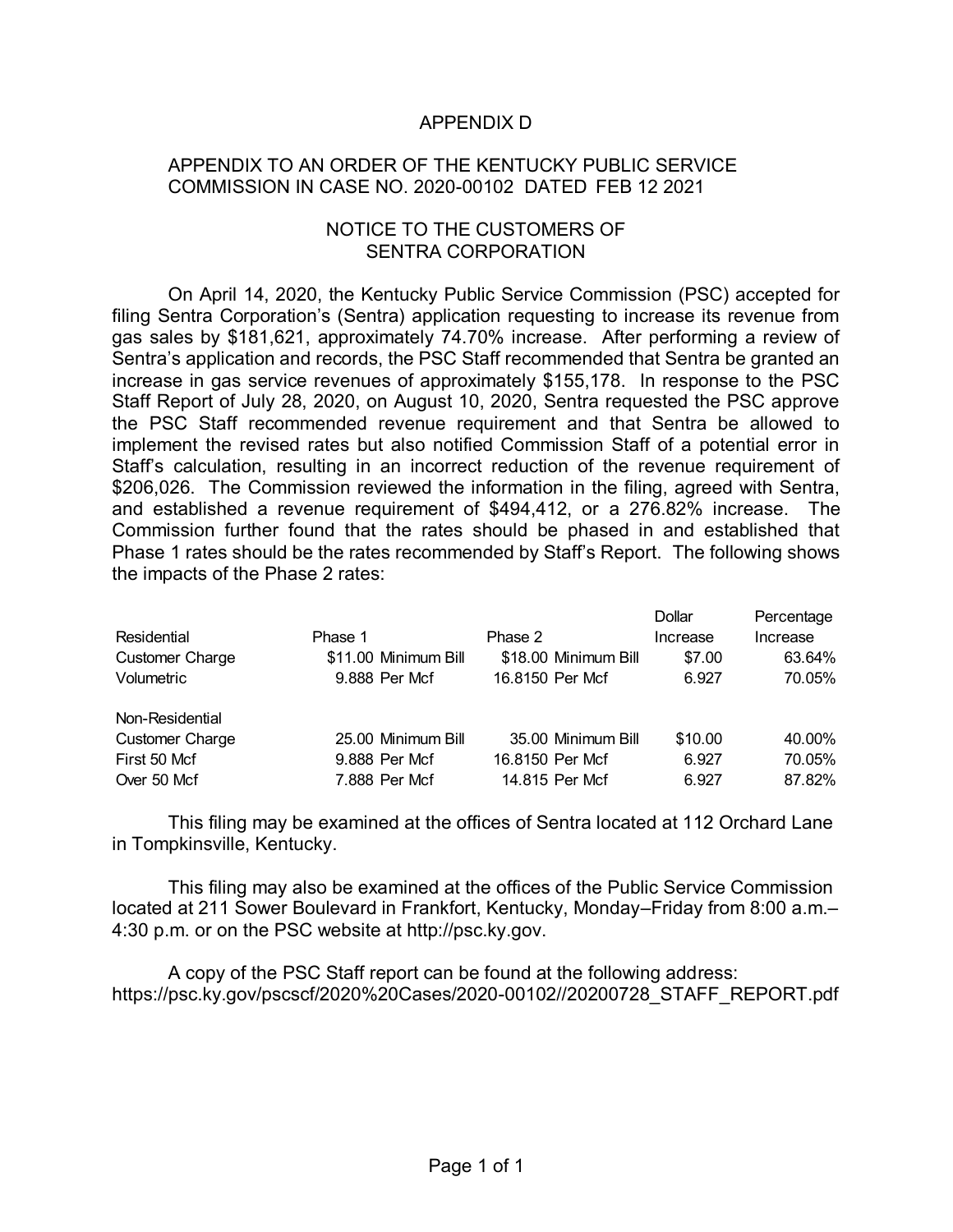APPENDIX D

APPENDIX TO AN ORDER OF THE KENTUCKY PUBLIC SERVICE COMMISSION IN CASE NO. 2020-00102 DATED FEB 12 2021

NOTICE TO THE CUSTOMERS OF SENTRA CORPORATION

On April 14, 2020, the Kentucky Public Service Commission (PSC) accepted for filing Sentra Corporation's (Sentra) application requesting to increase its revenue from gas sales by $181,621, approximately 74.70% increase. After performing a review of Sentra's application and records, the PSC Staff recommended that Sentra be granted an increase in gas service revenues of approximately $155,178. In response to the PSC Staff Report of July 28, 2020, on August 10, 2020, Sentra requested the PSC approve the PSC Staff recommended revenue requirement and that Sentra be allowed to implement the revised rates but also notified Commission Staff of a potential error in Staff's calculation, resulting in an incorrect reduction of the revenue requirement of $206,026. The Commission reviewed the information in the filing, agreed with Sentra, and established a revenue requirement of $494,412, or a 276.82% increase. The Commission further found that the rates should be phased in and established that Phase 1 rates should be the rates recommended by Staff's Report. The following shows the impacts of the Phase 2 rates:

| Residential | Phase 1 | Phase 2 | Dollar Increase | Percentage Increase |
|---|---|---|---|---|
| Customer Charge | $11.00 Minimum Bill | $18.00 Minimum Bill | $7.00 | 63.64% |
| Volumetric | 9.888 Per Mcf | 16.8150 Per Mcf | 6.927 | 70.05% |
| | | | | |
| Non-Residential | | | | |
| Customer Charge | 25.00 Minimum Bill | 35.00 Minimum Bill | $10.00 | 40.00% |
| First 50 Mcf | 9.888 Per Mcf | 16.8150 Per Mcf | 6.927 | 70.05% |
| Over 50 Mcf | 7.888 Per Mcf | 14.815 Per Mcf | 6.927 | 87.82% |

This filing may be examined at the offices of Sentra located at 112 Orchard Lane in Tompkinsville, Kentucky.

This filing may also be examined at the offices of the Public Service Commission located at 211 Sower Boulevard in Frankfort, Kentucky, Monday–Friday from 8:00 a.m.–4:30 p.m. or on the PSC website at http://psc.ky.gov.

A copy of the PSC Staff report can be found at the following address: https://psc.ky.gov/pscscf/2020%20Cases/2020-00102//20200728_STAFF_REPORT.pdf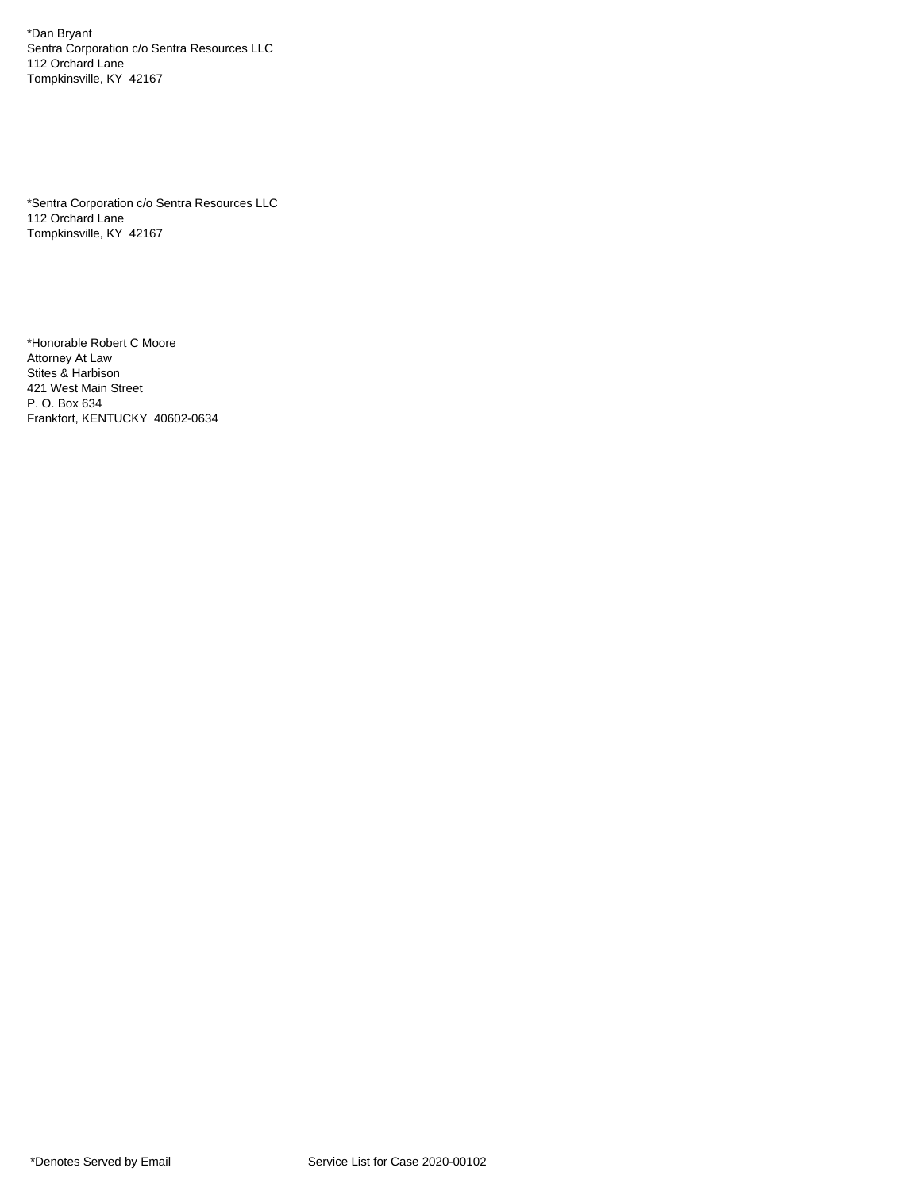*Dan Bryant
Sentra Corporation c/o Sentra Resources LLC
112 Orchard Lane
Tompkinsville, KY  42167

*Sentra Corporation c/o Sentra Resources LLC
112 Orchard Lane
Tompkinsville, KY  42167

*Honorable Robert C Moore
Attorney At Law
Stites & Harbison
421 West Main Street
P. O. Box 634
Frankfort, KENTUCKY  40602-0634

*Denotes Served by Email

Service List for Case 2020-00102